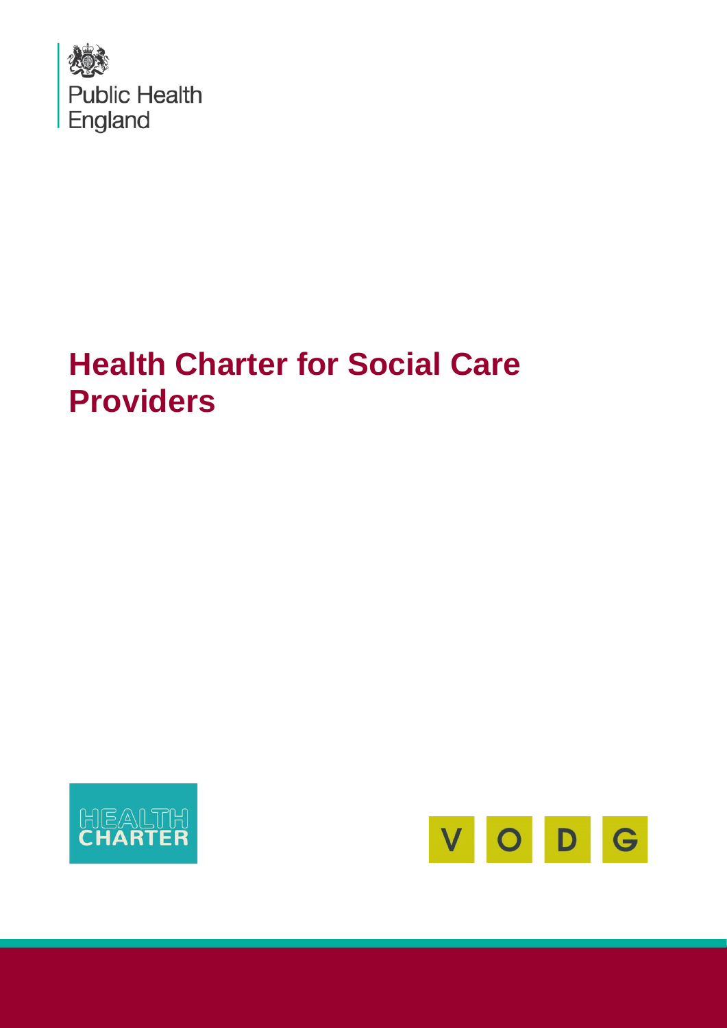Public Health England

# Health Charter for Social Care Providers

HEALTH CHARTER

V O D G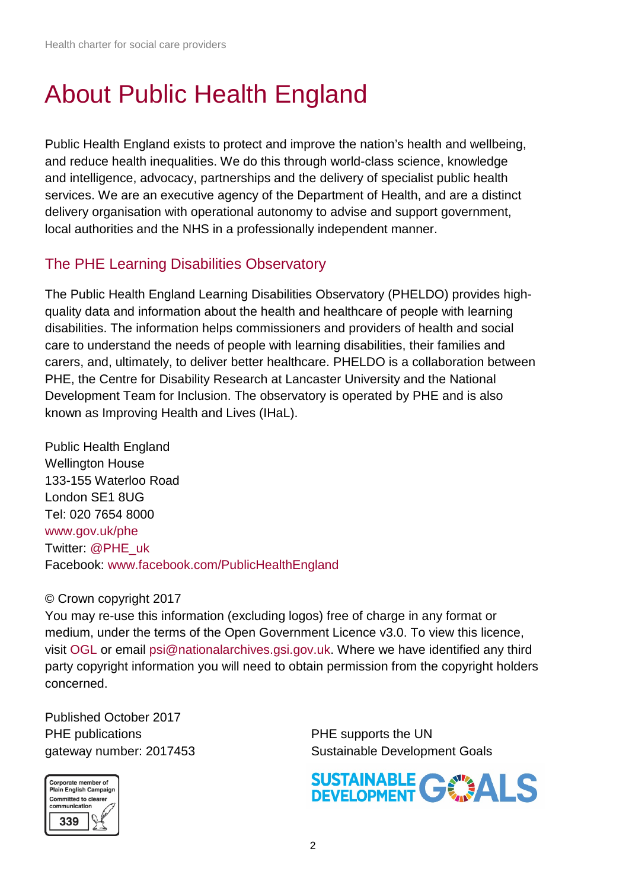# About Public Health England

Public Health England exists to protect and improve the nation's health and wellbeing, and reduce health inequalities. We do this through world-class science, knowledge and intelligence, advocacy, partnerships and the delivery of specialist public health services. We are an executive agency of the Department of Health, and are a distinct delivery organisation with operational autonomy to advise and support government, local authorities and the NHS in a professionally independent manner.

## The PHE Learning Disabilities Observatory

The Public Health England Learning Disabilities Observatory (PHELDO) provides high-quality data and information about the health and healthcare of people with learning disabilities. The information helps commissioners and providers of health and social care to understand the needs of people with learning disabilities, their families and carers, and, ultimately, to deliver better healthcare. PHELDO is a collaboration between PHE, the Centre for Disability Research at Lancaster University and the National Development Team for Inclusion. The observatory is operated by PHE and is also known as Improving Health and Lives (IHaL).

Public Health England
Wellington House
133-155 Waterloo Road
London SE1 8UG
Tel: 020 7654 8000
www.gov.uk/phe
Twitter: @PHE_uk
Facebook: www.facebook.com/PublicHealthEngland

© Crown copyright 2017
You may re-use this information (excluding logos) free of charge in any format or medium, under the terms of the Open Government Licence v3.0. To view this licence, visit OGL or email psi@nationalarchives.gsi.gov.uk. Where we have identified any third party copyright information you will need to obtain permission from the copyright holders concerned.

Published October 2017
PHE publications
gateway number: 2017453

PHE supports the UN
Sustainable Development Goals

Corporate member of Plain English Campaign
Committed to clearer communication
339

SUSTAINABLE DEVELOPMENT GOALS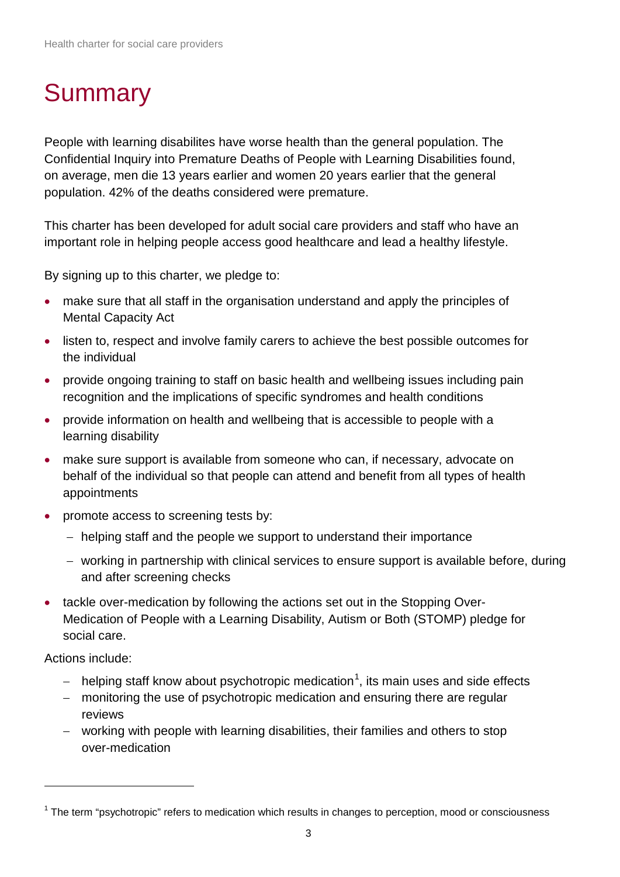# Summary

People with learning disabilites have worse health than the general population. The Confidential Inquiry into Premature Deaths of People with Learning Disabilities found, on average, men die 13 years earlier and women 20 years earlier that the general population. 42% of the deaths considered were premature.

This charter has been developed for adult social care providers and staff who have an important role in helping people access good healthcare and lead a healthy lifestyle.

By signing up to this charter, we pledge to:

- make sure that all staff in the organisation understand and apply the principles of Mental Capacity Act
- listen to, respect and involve family carers to achieve the best possible outcomes for the individual
- provide ongoing training to staff on basic health and wellbeing issues including pain recognition and the implications of specific syndromes and health conditions
- provide information on health and wellbeing that is accessible to people with a learning disability
- make sure support is available from someone who can, if necessary, advocate on behalf of the individual so that people can attend and benefit from all types of health appointments
- promote access to screening tests by:
  - helping staff and the people we support to understand their importance
  - working in partnership with clinical services to ensure support is available before, during and after screening checks
- tackle over-medication by following the actions set out in the Stopping Over-Medication of People with a Learning Disability, Autism or Both (STOMP) pledge for social care.

Actions include:

- helping staff know about psychotropic medication[1], its main uses and side effects
- monitoring the use of psychotropic medication and ensuring there are regular reviews
- working with people with learning disabilities, their families and others to stop over-medication

[1] The term "psychotropic" refers to medication which results in changes to perception, mood or consciousness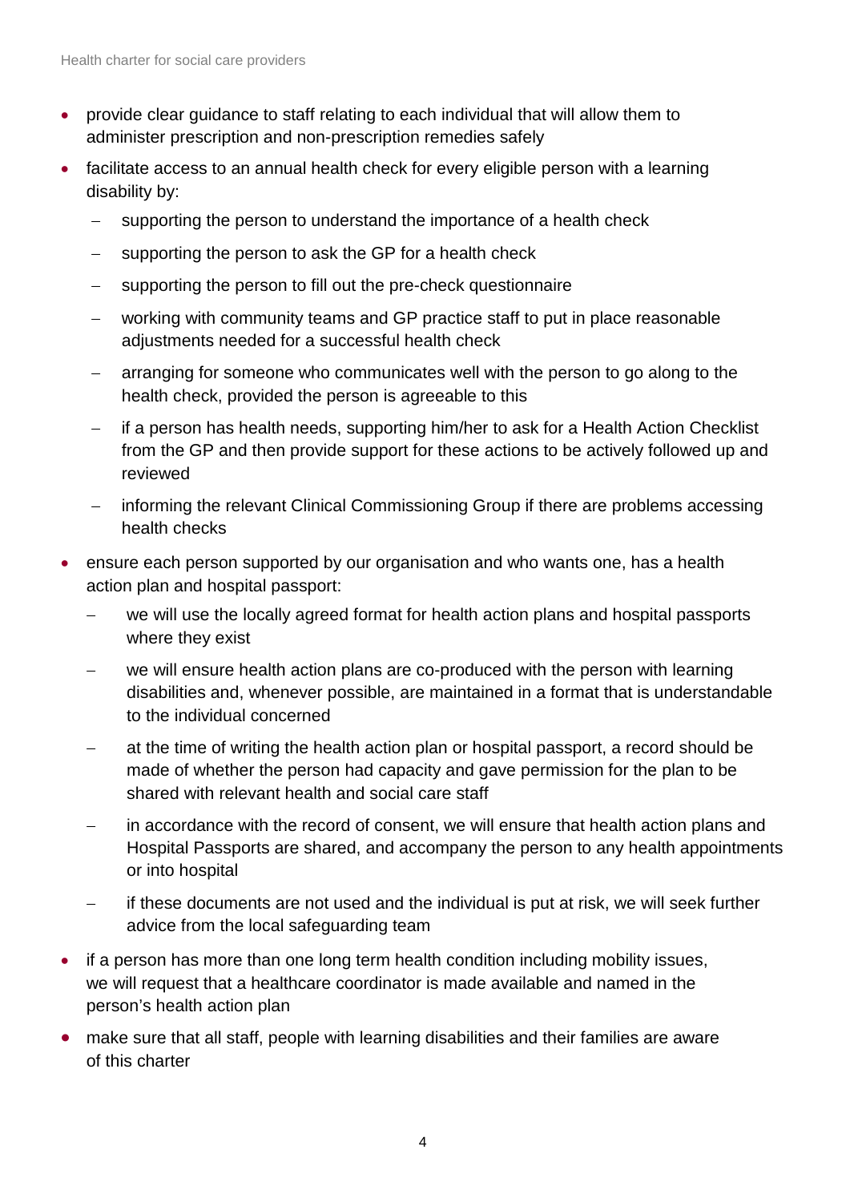- provide clear guidance to staff relating to each individual that will allow them to administer prescription and non-prescription remedies safely
- facilitate access to an annual health check for every eligible person with a learning disability by:
  - supporting the person to understand the importance of a health check
  - supporting the person to ask the GP for a health check
  - supporting the person to fill out the pre-check questionnaire
  - working with community teams and GP practice staff to put in place reasonable adjustments needed for a successful health check
  - arranging for someone who communicates well with the person to go along to the health check, provided the person is agreeable to this
  - if a person has health needs, supporting him/her to ask for a Health Action Checklist from the GP and then provide support for these actions to be actively followed up and reviewed
  - informing the relevant Clinical Commissioning Group if there are problems accessing health checks
- ensure each person supported by our organisation and who wants one, has a health action plan and hospital passport:
  - we will use the locally agreed format for health action plans and hospital passports where they exist
  - we will ensure health action plans are co-produced with the person with learning disabilities and, whenever possible, are maintained in a format that is understandable to the individual concerned
  - at the time of writing the health action plan or hospital passport, a record should be made of whether the person had capacity and gave permission for the plan to be shared with relevant health and social care staff
  - in accordance with the record of consent, we will ensure that health action plans and Hospital Passports are shared, and accompany the person to any health appointments or into hospital
  - if these documents are not used and the individual is put at risk, we will seek further advice from the local safeguarding team
- if a person has more than one long term health condition including mobility issues, we will request that a healthcare coordinator is made available and named in the person's health action plan
- make sure that all staff, people with learning disabilities and their families are aware of this charter